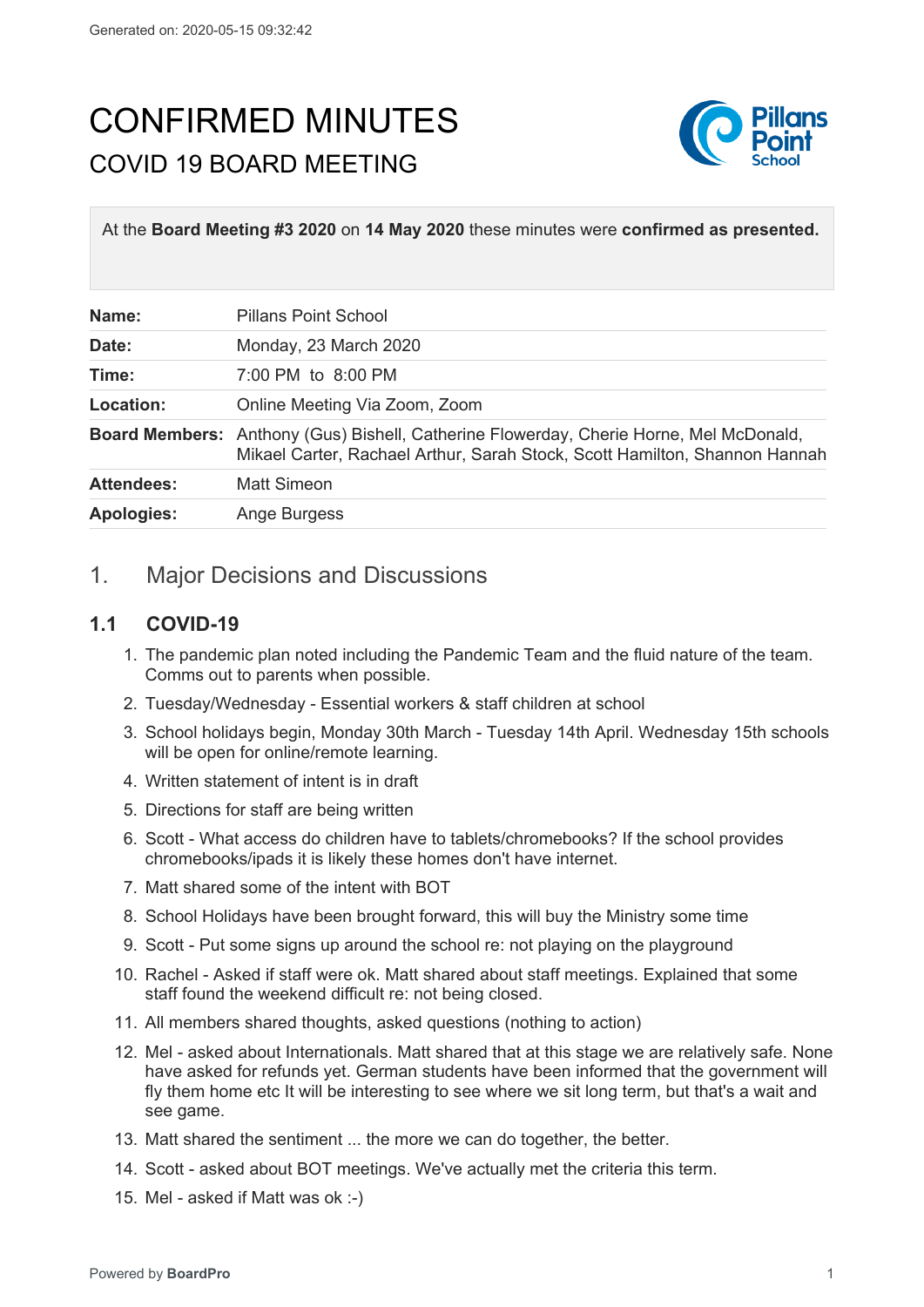# CONFIRMED MINUTES

## COVID 19 BOARD MEETING

At the **Board Meeting #3 2020** on **14 May 2020** these minutes were **confirmed as presented.**

| | |
|---|---|
| **Name:** | Pillans Point School |
| **Date:** | Monday, 23 March 2020 |
| **Time:** | 7:00 PM to 8:00 PM |
| **Location:** | Online Meeting Via Zoom, Zoom |
| **Board Members:** | Anthony (Gus) Bishell, Catherine Flowerday, Cherie Horne, Mel McDonald, Mikael Carter, Rachael Arthur, Sarah Stock, Scott Hamilton, Shannon Hannah |
| **Attendees:** | Matt Simeon |
| **Apologies:** | Ange Burgess |

## 1. Major Decisions and Discussions

### 1.1 COVID-19

1. The pandemic plan noted including the Pandemic Team and the fluid nature of the team. Comms out to parents when possible.
2. Tuesday/Wednesday - Essential workers & staff children at school
3. School holidays begin, Monday 30th March - Tuesday 14th April. Wednesday 15th schools will be open for online/remote learning.
4. Written statement of intent is in draft
5. Directions for staff are being written
6. Scott - What access do children have to tablets/chromebooks? If the school provides chromebooks/ipads it is likely these homes don't have internet.
7. Matt shared some of the intent with BOT
8. School Holidays have been brought forward, this will buy the Ministry some time
9. Scott - Put some signs up around the school re: not playing on the playground
10. Rachel - Asked if staff were ok. Matt shared about staff meetings. Explained that some staff found the weekend difficult re: not being closed.
11. All members shared thoughts, asked questions (nothing to action)
12. Mel - asked about Internationals. Matt shared that at this stage we are relatively safe. None have asked for refunds yet. German students have been informed that the government will fly them home etc It will be interesting to see where we sit long term, but that's a wait and see game.
13. Matt shared the sentiment ... the more we can do together, the better.
14. Scott - asked about BOT meetings. We've actually met the criteria this term.
15. Mel - asked if Matt was ok :-)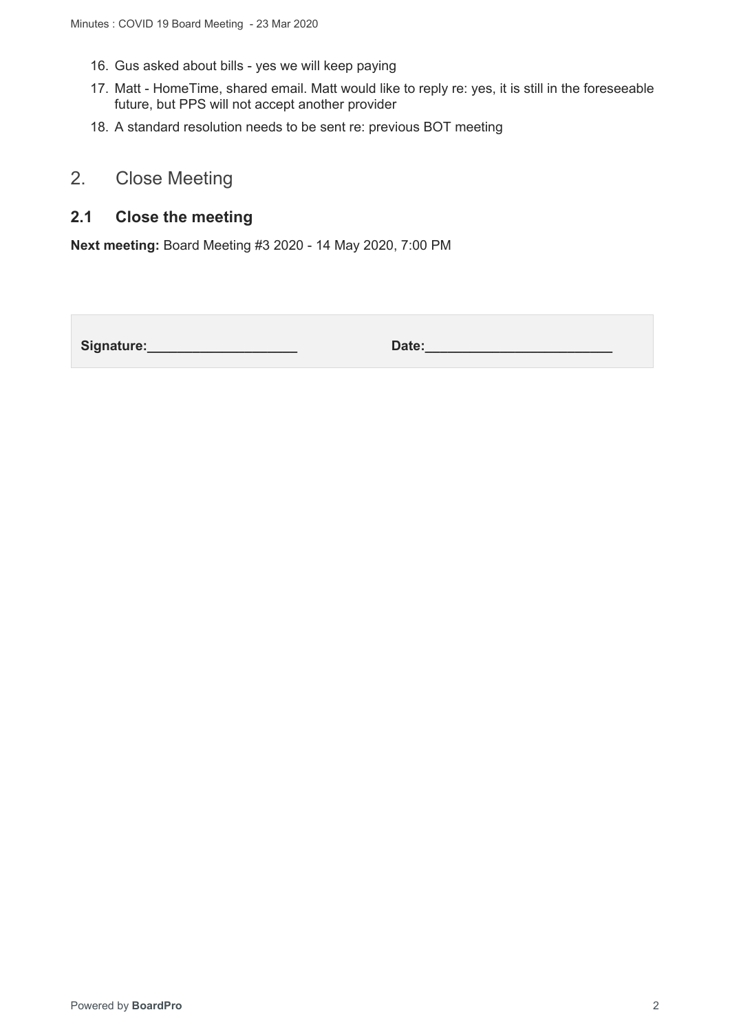16. Gus asked about bills - yes we will keep paying
17. Matt - HomeTime, shared email. Matt would like to reply re: yes, it is still in the foreseeable future, but PPS will not accept another provider
18. A standard resolution needs to be sent re: previous BOT meeting

# 2. Close Meeting

## 2.1 Close the meeting

**Next meeting:** Board Meeting #3 2020 - 14 May 2020, 7:00 PM

**Signature:___________________** **Date:________________________**